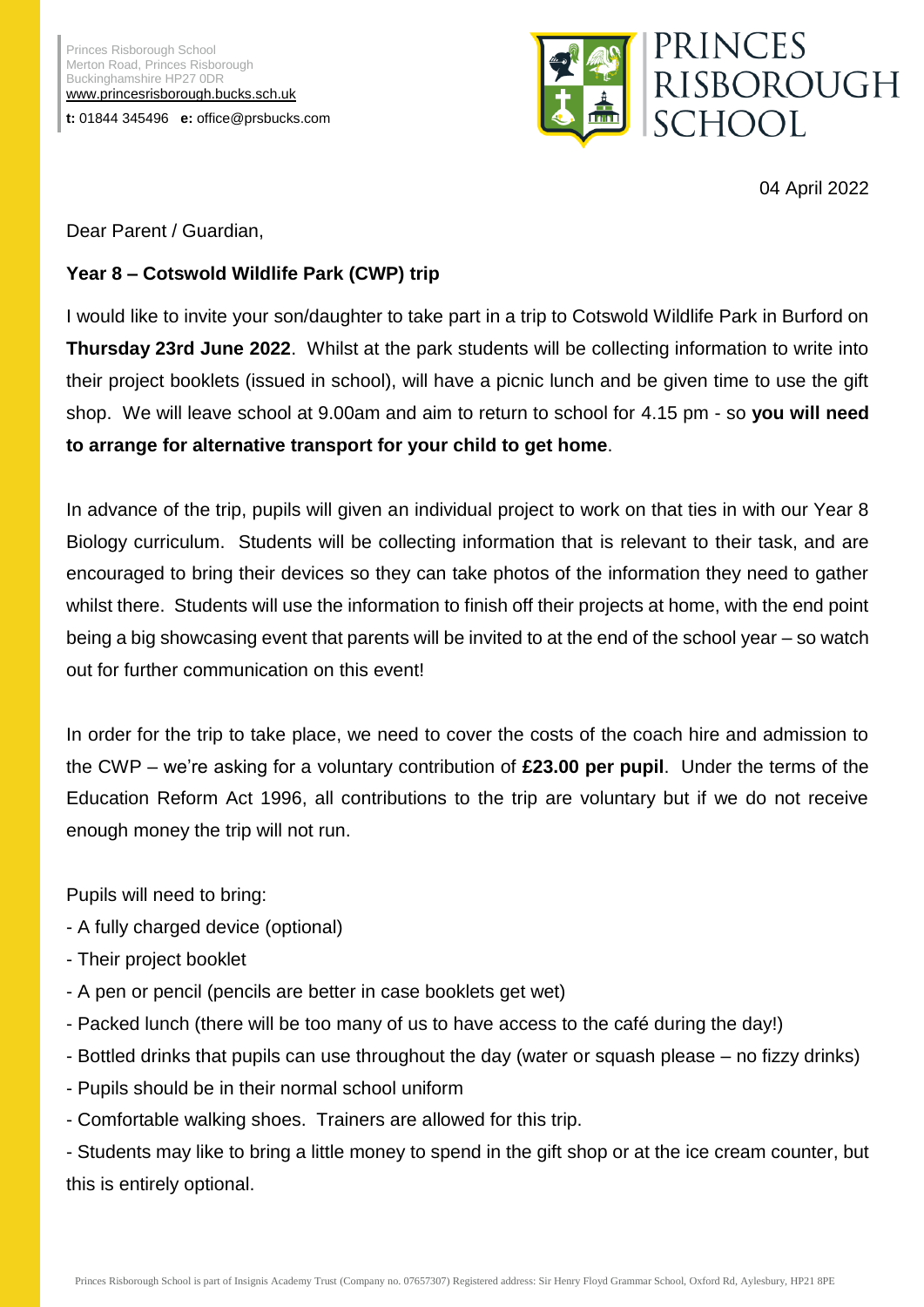Princes Risborough School
Merton Road, Princes Risborough
Buckinghamshire HP27 0DR
www.princesrisborough.bucks.sch.uk

**t:** 01844 345496 **e:** office@prsbucks.com

PRINCES RISBOROUGH SCHOOL

04 April 2022

Dear Parent / Guardian,

**Year 8 – Cotswold Wildlife Park (CWP) trip**

I would like to invite your son/daughter to take part in a trip to Cotswold Wildlife Park in Burford on **Thursday 23rd June 2022**. Whilst at the park students will be collecting information to write into their project booklets (issued in school), will have a picnic lunch and be given time to use the gift shop. We will leave school at 9.00am and aim to return to school for 4.15 pm - so **you will need to arrange for alternative transport for your child to get home**.

In advance of the trip, pupils will given an individual project to work on that ties in with our Year 8 Biology curriculum. Students will be collecting information that is relevant to their task, and are encouraged to bring their devices so they can take photos of the information they need to gather whilst there. Students will use the information to finish off their projects at home, with the end point being a big showcasing event that parents will be invited to at the end of the school year – so watch out for further communication on this event!

In order for the trip to take place, we need to cover the costs of the coach hire and admission to the CWP – we're asking for a voluntary contribution of **£23.00 per pupil**. Under the terms of the Education Reform Act 1996, all contributions to the trip are voluntary but if we do not receive enough money the trip will not run.

Pupils will need to bring:

- A fully charged device (optional)
- Their project booklet
- A pen or pencil (pencils are better in case booklets get wet)
- Packed lunch (there will be too many of us to have access to the café during the day!)
- Bottled drinks that pupils can use throughout the day (water or squash please – no fizzy drinks)
- Pupils should be in their normal school uniform
- Comfortable walking shoes. Trainers are allowed for this trip.
- Students may like to bring a little money to spend in the gift shop or at the ice cream counter, but this is entirely optional.

Princes Risborough School is part of Insignis Academy Trust (Company no. 07657307) Registered address: Sir Henry Floyd Grammar School, Oxford Rd, Aylesbury, HP21 8PE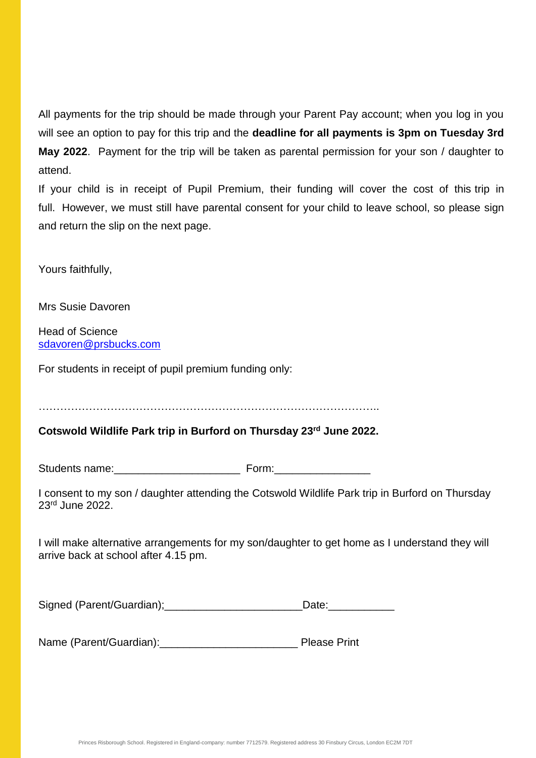All payments for the trip should be made through your Parent Pay account; when you log in you will see an option to pay for this trip and the **deadline for all payments is 3pm on Tuesday 3rd May 2022**. Payment for the trip will be taken as parental permission for your son / daughter to attend.

If your child is in receipt of Pupil Premium, their funding will cover the cost of this trip in full. However, we must still have parental consent for your child to leave school, so please sign and return the slip on the next page.

Yours faithfully,

Mrs Susie Davoren

Head of Science
sdavoren@prsbucks.com

For students in receipt of pupil premium funding only:

……………………………………………………………………………………..

**Cotswold Wildlife Park trip in Burford on Thursday 23rd June 2022.**

Students name:____________________ Form:_______________

I consent to my son / daughter attending the Cotswold Wildlife Park trip in Burford on Thursday 23rd June 2022.

I will make alternative arrangements for my son/daughter to get home as I understand they will arrive back at school after 4.15 pm.

Signed (Parent/Guardian);______________________Date:___________

Name (Parent/Guardian):______________________ Please Print

Princes Risborough School. Registered in England-company: number 7712579. Registered address 30 Finsbury Circus, London EC2M 7DT